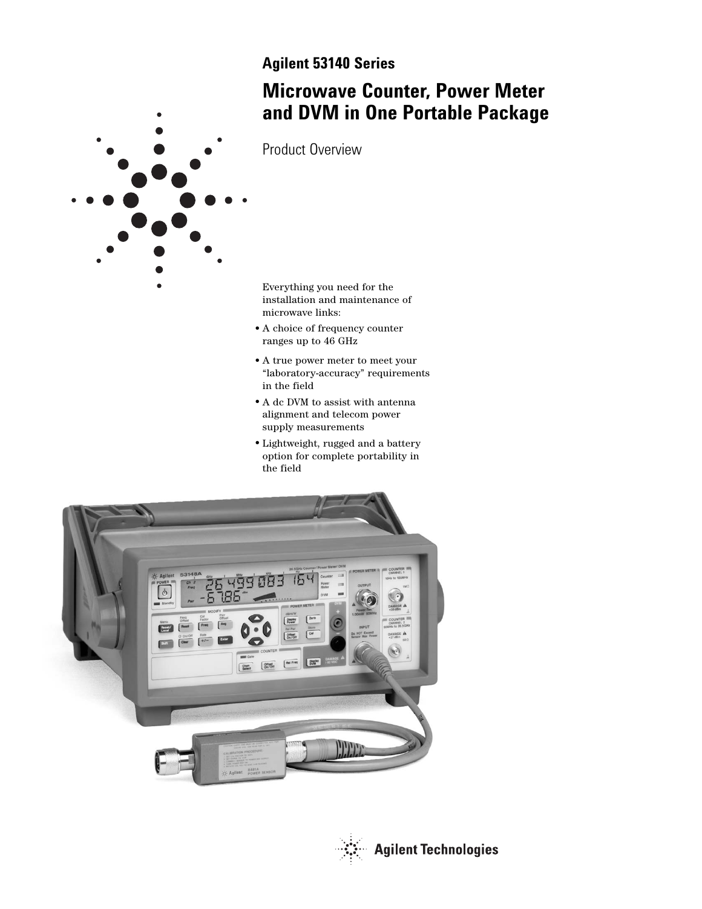# Agilent 53140 Series

## Microwave Counter, Power Meter and DVM in One Portable Package

Product Overview

Everything you need for the installation and maintenance of microwave links:

- A choice of frequency counter ranges up to 46 GHz
- A true power meter to meet your "laboratory-accuracy" requirements in the field
- A dc DVM to assist with antenna alignment and telecom power supply measurements
- Lightweight, rugged and a battery option for complete portability in the field

Agilent Technologies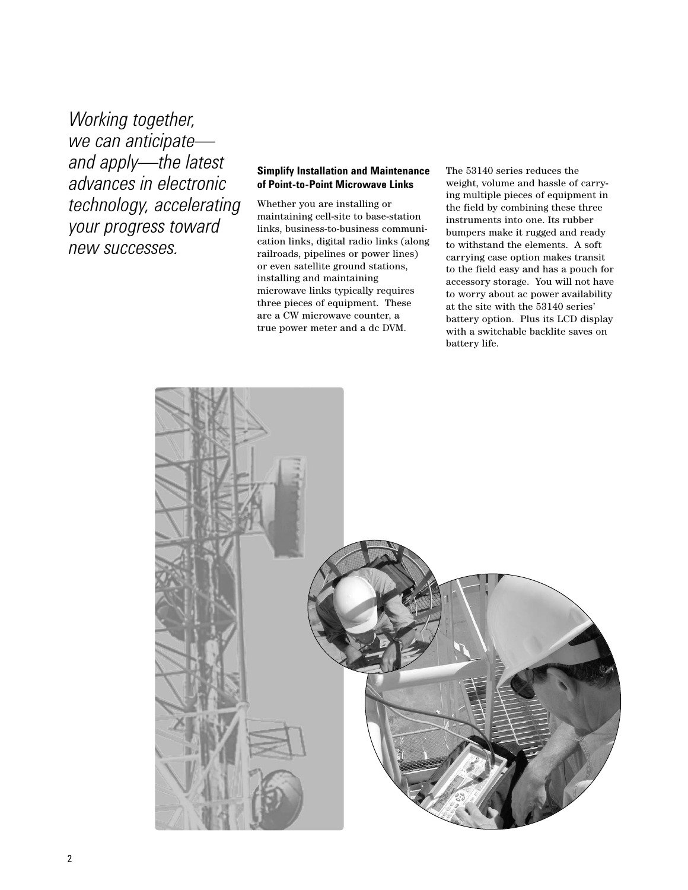*Working together, we can anticipate—and apply—the latest advances in electronic technology, accelerating your progress toward new successes.*

### Simplify Installation and Maintenance of Point-to-Point Microwave Links

Whether you are installing or maintaining cell-site to base-station links, business-to-business communication links, digital radio links (along railroads, pipelines or power lines) or even satellite ground stations, installing and maintaining microwave links typically requires three pieces of equipment. These are a CW microwave counter, a true power meter and a dc DVM.

The 53140 series reduces the weight, volume and hassle of carrying multiple pieces of equipment in the field by combining these three instruments into one. Its rubber bumpers make it rugged and ready to withstand the elements. A soft carrying case option makes transit to the field easy and has a pouch for accessory storage. You will not have to worry about ac power availability at the site with the 53140 series' battery option. Plus its LCD display with a switchable backlite saves on battery life.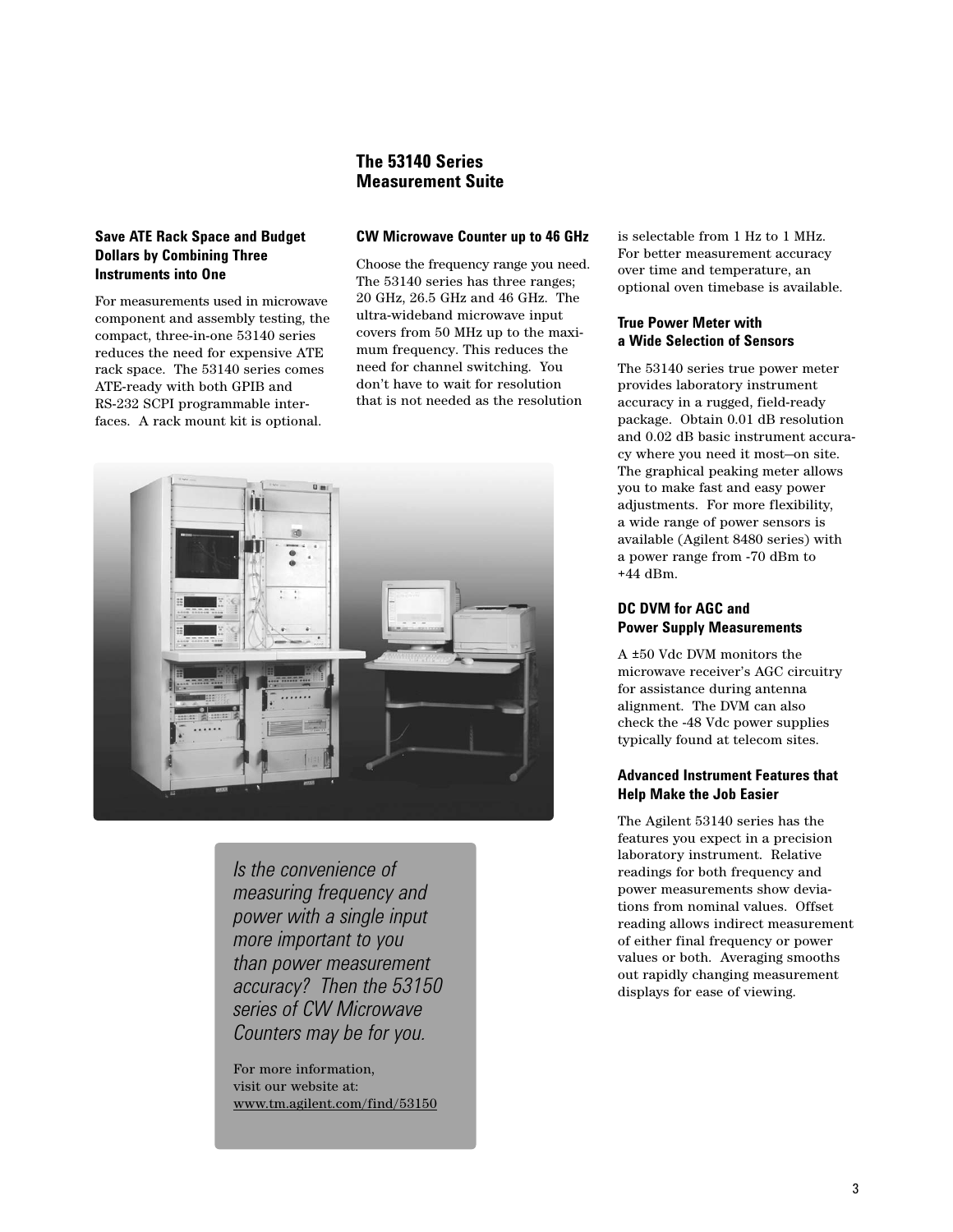## The 53140 Series Measurement Suite

### Save ATE Rack Space and Budget Dollars by Combining Three Instruments into One

For measurements used in microwave component and assembly testing, the compact, three-in-one 53140 series reduces the need for expensive ATE rack space. The 53140 series comes ATE-ready with both GPIB and RS-232 SCPI programmable interfaces. A rack mount kit is optional.

### CW Microwave Counter up to 46 GHz

Choose the frequency range you need. The 53140 series has three ranges; 20 GHz, 26.5 GHz and 46 GHz. The ultra-wideband microwave input covers from 50 MHz up to the maximum frequency. This reduces the need for channel switching. You don't have to wait for resolution that is not needed as the resolution is selectable from 1 Hz to 1 MHz. For better measurement accuracy over time and temperature, an optional oven timebase is available.

### True Power Meter with a Wide Selection of Sensors

The 53140 series true power meter provides laboratory instrument accuracy in a rugged, field-ready package. Obtain 0.01 dB resolution and 0.02 dB basic instrument accuracy where you need it most—on site. The graphical peaking meter allows you to make fast and easy power adjustments. For more flexibility, a wide range of power sensors is available (Agilent 8480 series) with a power range from -70 dBm to +44 dBm.

### DC DVM for AGC and Power Supply Measurements

A ±50 Vdc DVM monitors the microwave receiver's AGC circuitry for assistance during antenna alignment. The DVM can also check the -48 Vdc power supplies typically found at telecom sites.

### Advanced Instrument Features that Help Make the Job Easier

The Agilent 53140 series has the features you expect in a precision laboratory instrument. Relative readings for both frequency and power measurements show deviations from nominal values. Offset reading allows indirect measurement of either final frequency or power values or both. Averaging smooths out rapidly changing measurement displays for ease of viewing.

*Is the convenience of measuring frequency and power with a single input more important to you than power measurement accuracy? Then the 53150 series of CW Microwave Counters may be for you.*

For more information, visit our website at: www.tm.agilent.com/find/53150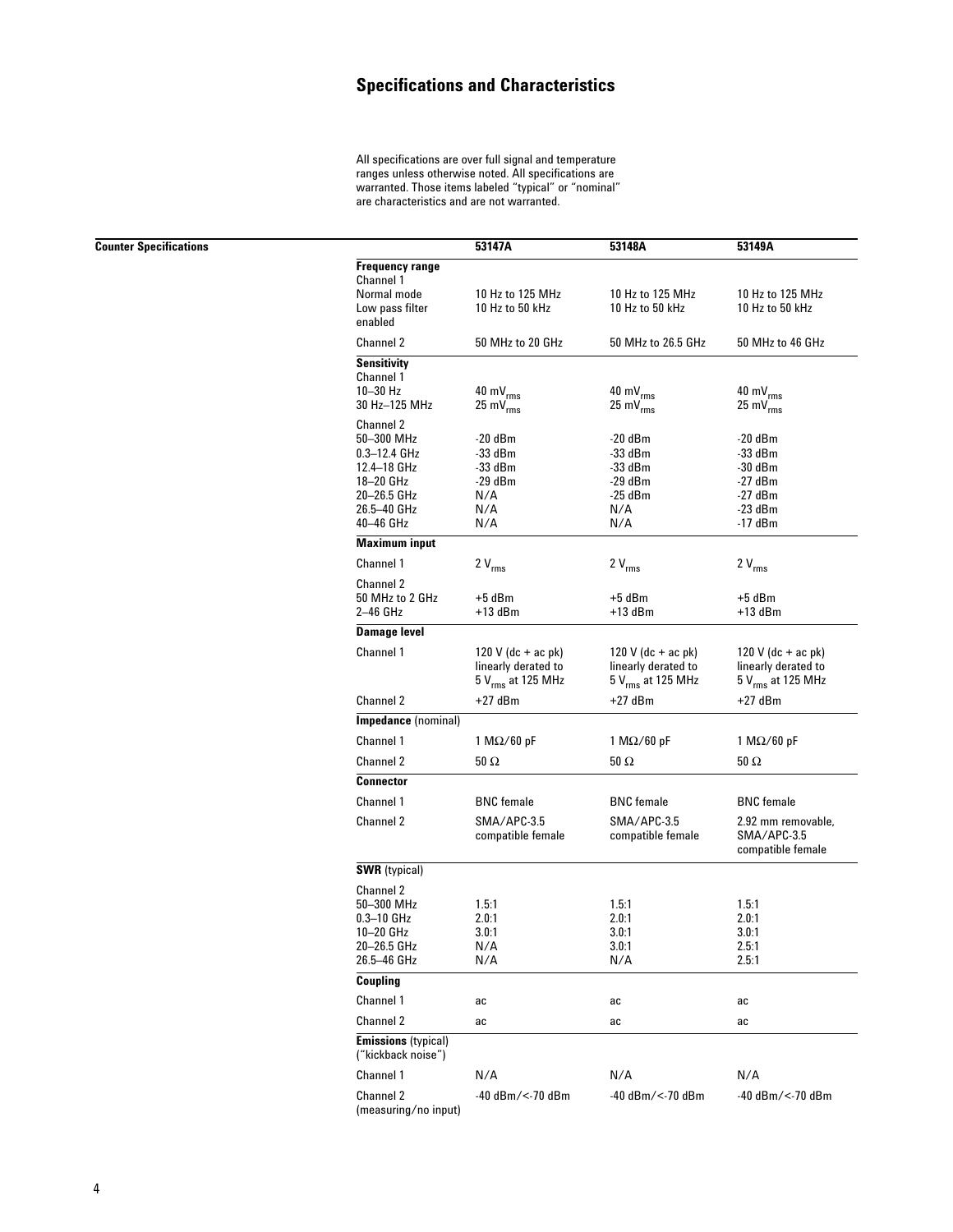# Specifications and Characteristics

All specifications are over full signal and temperature ranges unless otherwise noted. All specifications are warranted. Those items labeled "typical" or "nominal" are characteristics and are not warranted.

## Counter Specifications

| | 53147A | 53148A | 53149A |
|---|---|---|---|
| **Frequency range** | | | |
| Channel 1 | | | |
| Normal mode | 10 Hz to 125 MHz | 10 Hz to 125 MHz | 10 Hz to 125 MHz |
| Low pass filter enabled | 10 Hz to 50 kHz | 10 Hz to 50 kHz | 10 Hz to 50 kHz |
| Channel 2 | 50 MHz to 20 GHz | 50 MHz to 26.5 GHz | 50 MHz to 46 GHz |
| **Sensitivity** | | | |
| Channel 1 | | | |
| 10–30 Hz | 40 $mV_{rms}$ | 40 $mV_{rms}$ | 40 $mV_{rms}$ |
| 30 Hz–125 MHz | 25 $mV_{rms}$ | 25 $mV_{rms}$ | 25 $mV_{rms}$ |
| Channel 2 | | | |
| 50–300 MHz | -20 dBm | -20 dBm | -20 dBm |
| 0.3–12.4 GHz | -33 dBm | -33 dBm | -33 dBm |
| 12.4–18 GHz | -33 dBm | -33 dBm | -30 dBm |
| 18–20 GHz | -29 dBm | -29 dBm | -27 dBm |
| 20–26.5 GHz | N/A | -25 dBm | -27 dBm |
| 26.5–40 GHz | N/A | N/A | -23 dBm |
| 40–46 GHz | N/A | N/A | -17 dBm |
| **Maximum input** | | | |
| Channel 1 | 2 $V_{rms}$ | 2 $V_{rms}$ | 2 $V_{rms}$ |
| Channel 2 | | | |
| 50 MHz to 2 GHz | +5 dBm | +5 dBm | +5 dBm |
| 2–46 GHz | +13 dBm | +13 dBm | +13 dBm |
| **Damage level** | | | |
| Channel 1 | 120 V (dc + ac pk) linearly derated to 5 $V_{rms}$ at 125 MHz | 120 V (dc + ac pk) linearly derated to 5 $V_{rms}$ at 125 MHz | 120 V (dc + ac pk) linearly derated to 5 $V_{rms}$ at 125 MHz |
| Channel 2 | +27 dBm | +27 dBm | +27 dBm |
| **Impedance** (nominal) | | | |
| Channel 1 | 1 MΩ/60 pF | 1 MΩ/60 pF | 1 MΩ/60 pF |
| Channel 2 | 50 Ω | 50 Ω | 50 Ω |
| **Connector** | | | |
| Channel 1 | BNC female | BNC female | BNC female |
| Channel 2 | SMA/APC-3.5 compatible female | SMA/APC-3.5 compatible female | 2.92 mm removable, SMA/APC-3.5 compatible female |
| **SWR** (typical) | | | |
| Channel 2 | | | |
| 50–300 MHz | 1.5:1 | 1.5:1 | 1.5:1 |
| 0.3–10 GHz | 2.0:1 | 2.0:1 | 2.0:1 |
| 10–20 GHz | 3.0:1 | 3.0:1 | 3.0:1 |
| 20–26.5 GHz | N/A | 3.0:1 | 2.5:1 |
| 26.5–46 GHz | N/A | N/A | 2.5:1 |
| **Coupling** | | | |
| Channel 1 | ac | ac | ac |
| Channel 2 | ac | ac | ac |
| **Emissions** (typical) ("kickback noise") | | | |
| Channel 1 | N/A | N/A | N/A |
| Channel 2 (measuring/no input) | -40 dBm/<-70 dBm | -40 dBm/<-70 dBm | -40 dBm/<-70 dBm |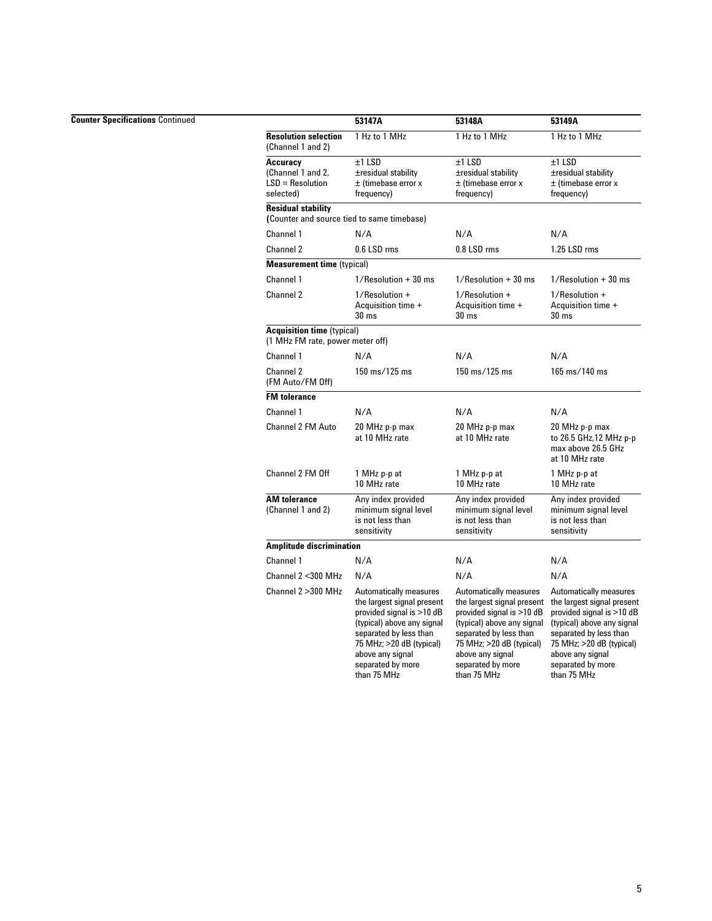**Counter Specifications** Continued

| | 53147A | 53148A | 53149A |
|---|---|---|---|
| **Resolution selection** (Channel 1 and 2) | 1 Hz to 1 MHz | 1 Hz to 1 MHz | 1 Hz to 1 MHz |
| **Accuracy** (Channel 1 and 2, LSD = Resolution selected) | ±1 LSD ±residual stability ± (timebase error x frequency) | ±1 LSD ±residual stability ± (timebase error x frequency) | ±1 LSD ±residual stability ± (timebase error x frequency) |
| **Residual stability** (Counter and source tied to same timebase) | | | |
| Channel 1 | N/A | N/A | N/A |
| Channel 2 | 0.6 LSD rms | 0.8 LSD rms | 1.25 LSD rms |
| **Measurement time** (typical) | | | |
| Channel 1 | 1/Resolution + 30 ms | 1/Resolution + 30 ms | 1/Resolution + 30 ms |
| Channel 2 | 1/Resolution + Acquisition time + 30 ms | 1/Resolution + Acquisition time + 30 ms | 1/Resolution + Acquisition time + 30 ms |
| **Acquisition time** (typical) (1 MHz FM rate, power meter off) | | | |
| Channel 1 | N/A | N/A | N/A |
| Channel 2 (FM Auto/FM Off) | 150 ms/125 ms | 150 ms/125 ms | 165 ms/140 ms |
| **FM tolerance** | | | |
| Channel 1 | N/A | N/A | N/A |
| Channel 2 FM Auto | 20 MHz p-p max at 10 MHz rate | 20 MHz p-p max at 10 MHz rate | 20 MHz p-p max to 26.5 GHz,12 MHz p-p max above 26.5 GHz at 10 MHz rate |
| Channel 2 FM Off | 1 MHz p-p at 10 MHz rate | 1 MHz p-p at 10 MHz rate | 1 MHz p-p at 10 MHz rate |
| **AM tolerance** (Channel 1 and 2) | Any index provided minimum signal level is not less than sensitivity | Any index provided minimum signal level is not less than sensitivity | Any index provided minimum signal level is not less than sensitivity |
| **Amplitude discrimination** | | | |
| Channel 1 | N/A | N/A | N/A |
| Channel 2 <300 MHz | N/A | N/A | N/A |
| Channel 2 >300 MHz | Automatically measures the largest signal present provided signal is >10 dB (typical) above any signal separated by less than 75 MHz; >20 dB (typical) above any signal separated by more than 75 MHz | Automatically measures the largest signal present provided signal is >10 dB (typical) above any signal separated by less than 75 MHz; >20 dB (typical) above any signal separated by more than 75 MHz | Automatically measures the largest signal present provided signal is >10 dB (typical) above any signal separated by less than 75 MHz; >20 dB (typical) above any signal separated by more than 75 MHz |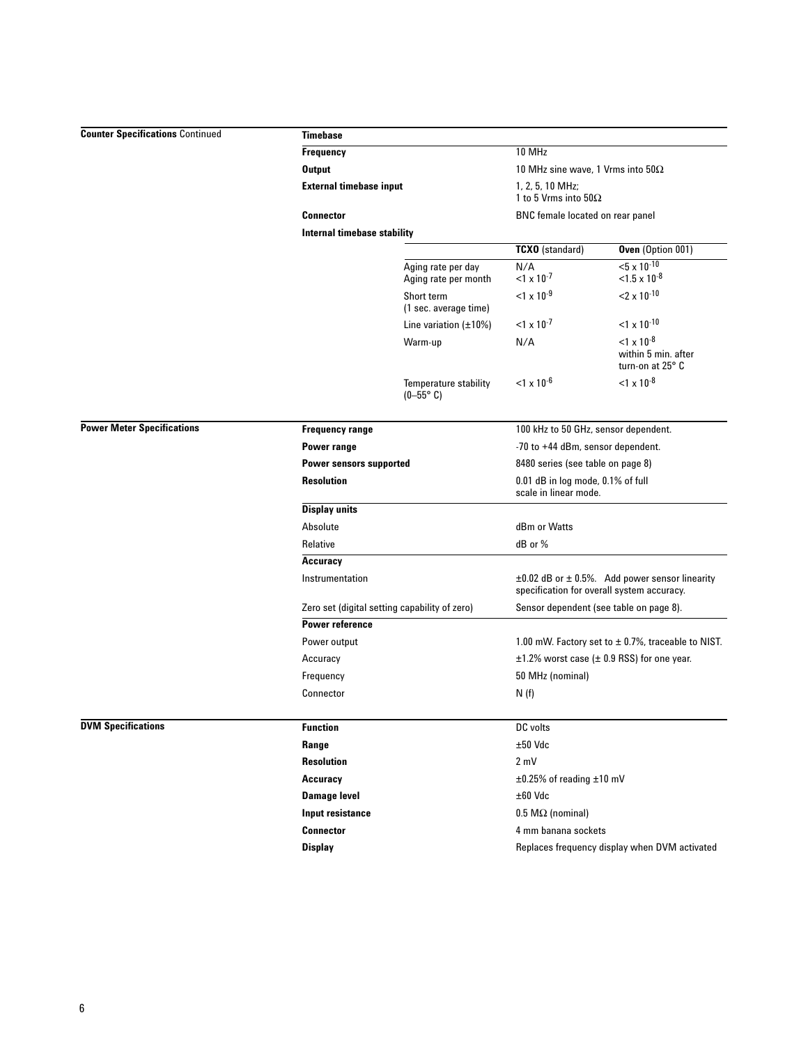## Counter Specifications Continued

### Timebase

| | |
|---|---|
| **Frequency** | 10 MHz |
| **Output** | 10 MHz sine wave, 1 Vrms into 50Ω |
| **External timebase input** | 1, 2, 5, 10 MHz; 1 to 5 Vrms into 50Ω |
| **Connector** | BNC female located on rear panel |

**Internal timebase stability**

| | **TCXO** (standard) | **Oven** (Option 001) |
|---|---|---|
| Aging rate per day | N/A | $<5 \times 10^{-10}$ |
| Aging rate per month | $<1 \times 10^{-7}$ | $<1.5 \times 10^{-8}$ |
| Short term (1 sec. average time) | $<1 \times 10^{-9}$ | $<2 \times 10^{-10}$ |
| Line variation (±10%) | $<1 \times 10^{-7}$ | $<1 \times 10^{-10}$ |
| Warm-up | N/A | $<1 \times 10^{-8}$ within 5 min. after turn-on at 25° C |
| Temperature stability (0–55° C) | $<1 \times 10^{-6}$ | $<1 \times 10^{-8}$ |

## Power Meter Specifications

| | |
|---|---|
| **Frequency range** | 100 kHz to 50 GHz, sensor dependent. |
| **Power range** | -70 to +44 dBm, sensor dependent. |
| **Power sensors supported** | 8480 series (see table on page 8) |
| **Resolution** | 0.01 dB in log mode, 0.1% of full scale in linear mode. |

**Display units**

| | |
|---|---|
| Absolute | dBm or Watts |
| Relative | dB or % |

**Accuracy**

| | |
|---|---|
| Instrumentation | ±0.02 dB or ± 0.5%. Add power sensor linearity specification for overall system accuracy. |
| Zero set (digital setting capability of zero) | Sensor dependent (see table on page 8). |

**Power reference**

| | |
|---|---|
| Power output | 1.00 mW. Factory set to ± 0.7%, traceable to NIST. |
| Accuracy | ±1.2% worst case (± 0.9 RSS) for one year. |
| Frequency | 50 MHz (nominal) |
| Connector | N (f) |

## DVM Specifications

| | |
|---|---|
| **Function** | DC volts |
| **Range** | ±50 Vdc |
| **Resolution** | 2 mV |
| **Accuracy** | ±0.25% of reading ±10 mV |
| **Damage level** | ±60 Vdc |
| **Input resistance** | 0.5 MΩ (nominal) |
| **Connector** | 4 mm banana sockets |
| **Display** | Replaces frequency display when DVM activated |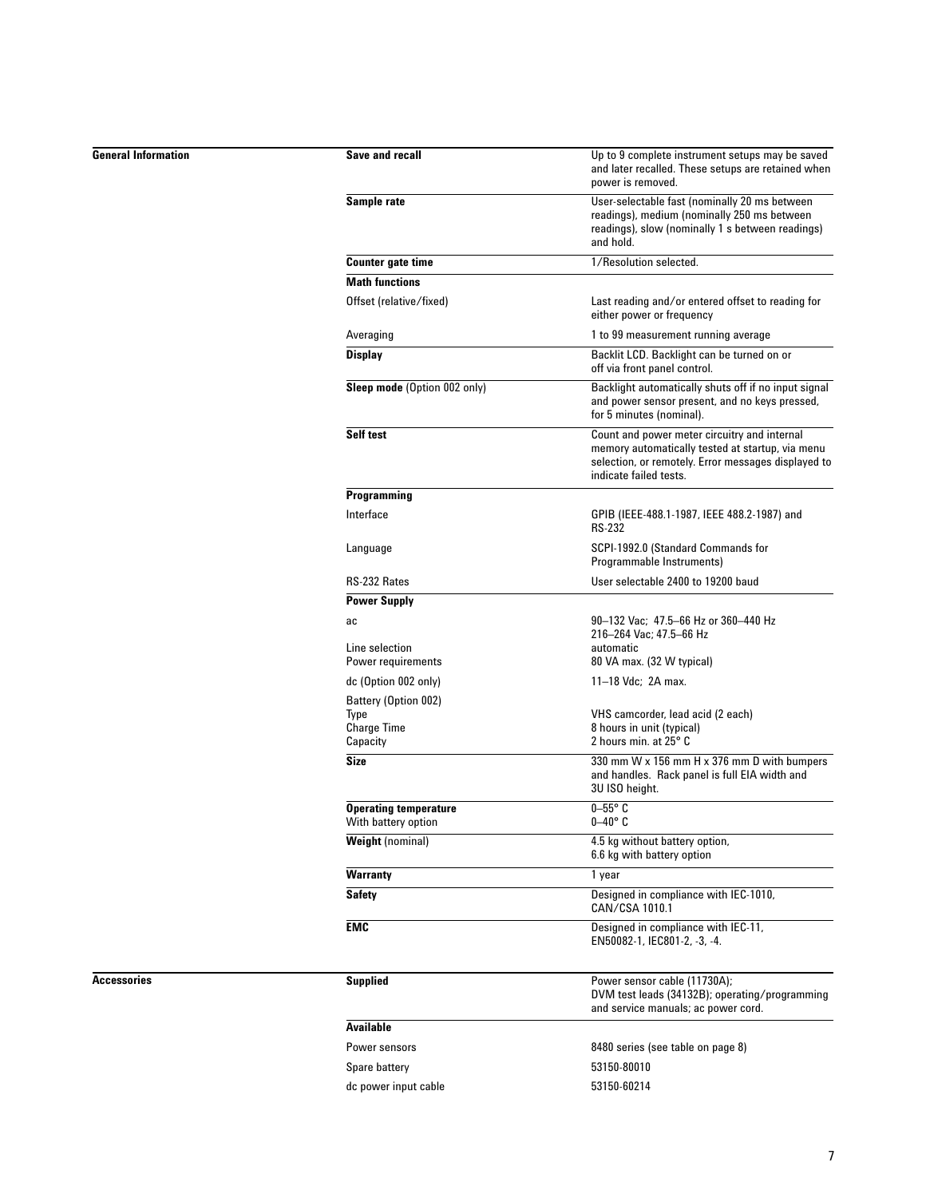## General Information

| | |
|---|---|
| **Save and recall** | Up to 9 complete instrument setups may be saved and later recalled. These setups are retained when power is removed. |
| **Sample rate** | User-selectable fast (nominally 20 ms between readings), medium (nominally 250 ms between readings), slow (nominally 1 s between readings) and hold. |
| **Counter gate time** | 1/Resolution selected. |
| **Math functions** | |
| Offset (relative/fixed) | Last reading and/or entered offset to reading for either power or frequency |
| Averaging | 1 to 99 measurement running average |
| **Display** | Backlit LCD. Backlight can be turned on or off via front panel control. |
| **Sleep mode** (Option 002 only) | Backlight automatically shuts off if no input signal and power sensor present, and no keys pressed, for 5 minutes (nominal). |
| **Self test** | Count and power meter circuitry and internal memory automatically tested at startup, via menu selection, or remotely. Error messages displayed to indicate failed tests. |
| **Programming** | |
| Interface | GPIB (IEEE-488.1-1987, IEEE 488.2-1987) and RS-232 |
| Language | SCPI-1992.0 (Standard Commands for Programmable Instruments) |
| RS-232 Rates | User selectable 2400 to 19200 baud |
| **Power Supply** | |
| ac | 90–132 Vac; 47.5–66 Hz or 360–440 Hz<br>216–264 Vac; 47.5–66 Hz |
| Line selection | automatic |
| Power requirements | 80 VA max. (32 W typical) |
| dc (Option 002 only) | 11–18 Vdc; 2A max. |
| Battery (Option 002) | |
| Type | VHS camcorder, lead acid (2 each) |
| Charge Time | 8 hours in unit (typical) |
| Capacity | 2 hours min. at 25° C |
| **Size** | 330 mm W x 156 mm H x 376 mm D with bumpers and handles. Rack panel is full EIA width and 3U ISO height. |
| **Operating temperature** | 0–55° C |
| With battery option | 0–40° C |
| **Weight** (nominal) | 4.5 kg without battery option,<br>6.6 kg with battery option |
| **Warranty** | 1 year |
| **Safety** | Designed in compliance with IEC-1010, CAN/CSA 1010.1 |
| **EMC** | Designed in compliance with IEC-11, EN50082-1, IEC801-2, -3, -4. |

## Accessories

| | |
|---|---|
| **Supplied** | Power sensor cable (11730A);<br>DVM test leads (34132B); operating/programming and service manuals; ac power cord. |
| **Available** | |
| Power sensors | 8480 series (see table on page 8) |
| Spare battery | 53150-80010 |
| dc power input cable | 53150-60214 |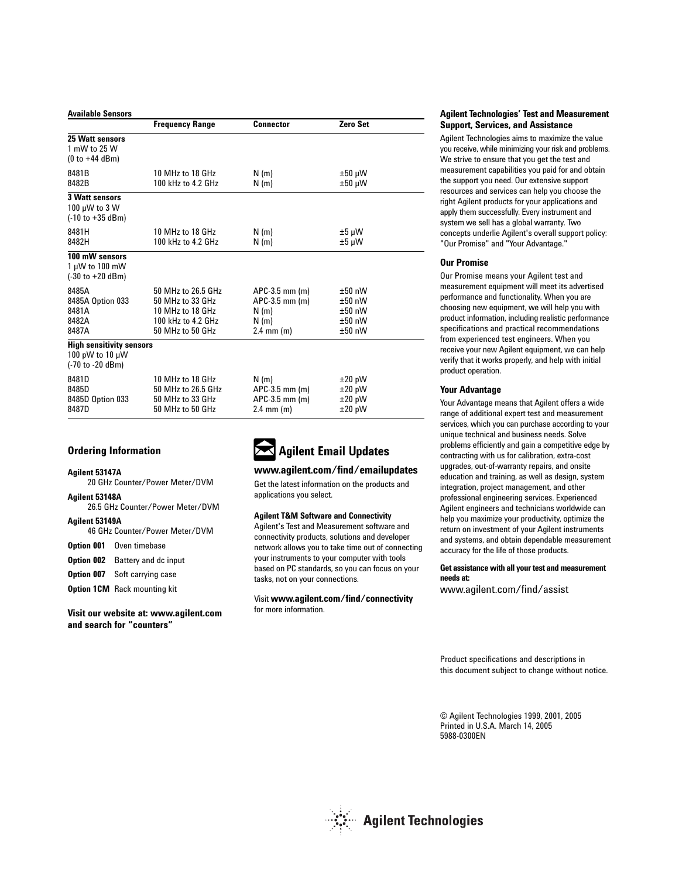**Available Sensors**

| | Frequency Range | Connector | Zero Set |
|---|---|---|---|
| **25 Watt sensors** 1 mW to 25 W (0 to +44 dBm) | | | |
| 8481B | 10 MHz to 18 GHz | N (m) | ±50 μW |
| 8482B | 100 kHz to 4.2 GHz | N (m) | ±50 μW |
| **3 Watt sensors** 100 μW to 3 W (-10 to +35 dBm) | | | |
| 8481H | 10 MHz to 18 GHz | N (m) | ±5 μW |
| 8482H | 100 kHz to 4.2 GHz | N (m) | ±5 μW |
| **100 mW sensors** 1 μW to 100 mW (-30 to +20 dBm) | | | |
| 8485A | 50 MHz to 26.5 GHz | APC-3.5 mm (m) | ±50 nW |
| 8485A Option 033 | 50 MHz to 33 GHz | APC-3.5 mm (m) | ±50 nW |
| 8481A | 10 MHz to 18 GHz | N (m) | ±50 nW |
| 8482A | 100 kHz to 4.2 GHz | N (m) | ±50 nW |
| 8487A | 50 MHz to 50 GHz | 2.4 mm (m) | ±50 nW |
| **High sensitivity sensors** 100 pW to 10 μW (-70 to -20 dBm) | | | |
| 8481D | 10 MHz to 18 GHz | N (m) | ±20 pW |
| 8485D | 50 MHz to 26.5 GHz | APC-3.5 mm (m) | ±20 pW |
| 8485D Option 033 | 50 MHz to 33 GHz | APC-3.5 mm (m) | ±20 pW |
| 8487D | 50 MHz to 50 GHz | 2.4 mm (m) | ±20 pW |

## Ordering Information

**Agilent 53147A**
20 GHz Counter/Power Meter/DVM

**Agilent 53148A**
26.5 GHz Counter/Power Meter/DVM

**Agilent 53149A**
46 GHz Counter/Power Meter/DVM

**Option 001** Oven timebase

**Option 002** Battery and dc input

**Option 007** Soft carrying case

**Option 1CM** Rack mounting kit

**Visit our website at: www.agilent.com and search for "counters"**

## Agilent Email Updates

**www.agilent.com/find/emailupdates**

Get the latest information on the products and applications you select.

**Agilent T&M Software and Connectivity**

Agilent's Test and Measurement software and connectivity products, solutions and developer network allows you to take time out of connecting your instruments to your computer with tools based on PC standards, so you can focus on your tasks, not on your connections.

Visit **www.agilent.com/find/connectivity** for more information.

### Agilent Technologies' Test and Measurement Support, Services, and Assistance

Agilent Technologies aims to maximize the value you receive, while minimizing your risk and problems. We strive to ensure that you get the test and measurement capabilities you paid for and obtain the support you need. Our extensive support resources and services can help you choose the right Agilent products for your applications and apply them successfully. Every instrument and system we sell has a global warranty. Two concepts underlie Agilent's overall support policy: "Our Promise" and "Your Advantage."

### Our Promise

Our Promise means your Agilent test and measurement equipment will meet its advertised performance and functionality. When you are choosing new equipment, we will help you with product information, including realistic performance specifications and practical recommendations from experienced test engineers. When you receive your new Agilent equipment, we can help verify that it works properly, and help with initial product operation.

### Your Advantage

Your Advantage means that Agilent offers a wide range of additional expert test and measurement services, which you can purchase according to your unique technical and business needs. Solve problems efficiently and gain a competitive edge by contracting with us for calibration, extra-cost upgrades, out-of-warranty repairs, and onsite education and training, as well as design, system integration, project management, and other professional engineering services. Experienced Agilent engineers and technicians worldwide can help you maximize your productivity, optimize the return on investment of your Agilent instruments and systems, and obtain dependable measurement accuracy for the life of those products.

**Get assistance with all your test and measurement needs at:**
www.agilent.com/find/assist

Product specifications and descriptions in this document subject to change without notice.

© Agilent Technologies 1999, 2001, 2005
Printed in U.S.A. March 14, 2005
5988-0300EN

Agilent Technologies